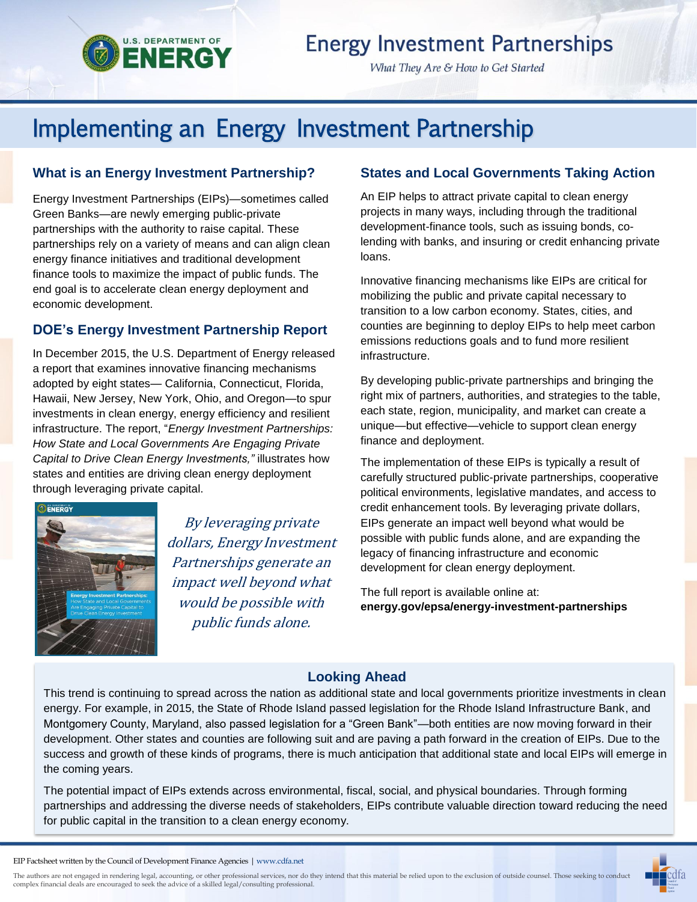# Energy Investment Partnerships

*What They Are & How to Get Started*

## Implementing an Energy Investment Partnership

### What is an Energy Investment Partnership?

Energy Investment Partnerships (EIPs)—sometimes called Green Banks—are newly emerging public-private partnerships with the authority to raise capital. These partnerships rely on a variety of means and can align clean energy finance initiatives and traditional development finance tools to maximize the impact of public funds. The end goal is to accelerate clean energy deployment and economic development.

### DOE's Energy Investment Partnership Report

In December 2015, the U.S. Department of Energy released a report that examines innovative financing mechanisms adopted by eight states— California, Connecticut, Florida, Hawaii, New Jersey, New York, Ohio, and Oregon—to spur investments in clean energy, energy efficiency and resilient infrastructure. The report, "*Energy Investment Partnerships: How State and Local Governments Are Engaging Private Capital to Drive Clean Energy Investments,"* illustrates how states and entities are driving clean energy deployment through leveraging private capital.

*By leveraging private dollars, Energy Investment Partnerships generate an impact well beyond what would be possible with public funds alone.*

### States and Local Governments Taking Action

An EIP helps to attract private capital to clean energy projects in many ways, including through the traditional development-finance tools, such as issuing bonds, co-lending with banks, and insuring or credit enhancing private loans.

Innovative financing mechanisms like EIPs are critical for mobilizing the public and private capital necessary to transition to a low carbon economy. States, cities, and counties are beginning to deploy EIPs to help meet carbon emissions reductions goals and to fund more resilient infrastructure.

By developing public-private partnerships and bringing the right mix of partners, authorities, and strategies to the table, each state, region, municipality, and market can create a unique—but effective—vehicle to support clean energy finance and deployment.

The implementation of these EIPs is typically a result of carefully structured public-private partnerships, cooperative political environments, legislative mandates, and access to credit enhancement tools. By leveraging private dollars, EIPs generate an impact well beyond what would be possible with public funds alone, and are expanding the legacy of financing infrastructure and economic development for clean energy deployment.

The full report is available online at: **energy.gov/epsa/energy-investment-partnerships**

### Looking Ahead

This trend is continuing to spread across the nation as additional state and local governments prioritize investments in clean energy. For example, in 2015, the State of Rhode Island passed legislation for the Rhode Island Infrastructure Bank, and Montgomery County, Maryland, also passed legislation for a "Green Bank"—both entities are now moving forward in their development. Other states and counties are following suit and are paving a path forward in the creation of EIPs. Due to the success and growth of these kinds of programs, there is much anticipation that additional state and local EIPs will emerge in the coming years.

The potential impact of EIPs extends across environmental, fiscal, social, and physical boundaries. Through forming partnerships and addressing the diverse needs of stakeholders, EIPs contribute valuable direction toward reducing the need for public capital in the transition to a clean energy economy.

EIP Factsheet written by the Council of Development Finance Agencies | www.cdfa.net

The authors are not engaged in rendering legal, accounting, or other professional services, nor do they intend that this material be relied upon to the exclusion of outside counsel. Those seeking to conduct complex financial deals are encouraged to seek the advice of a skilled legal/consulting professional.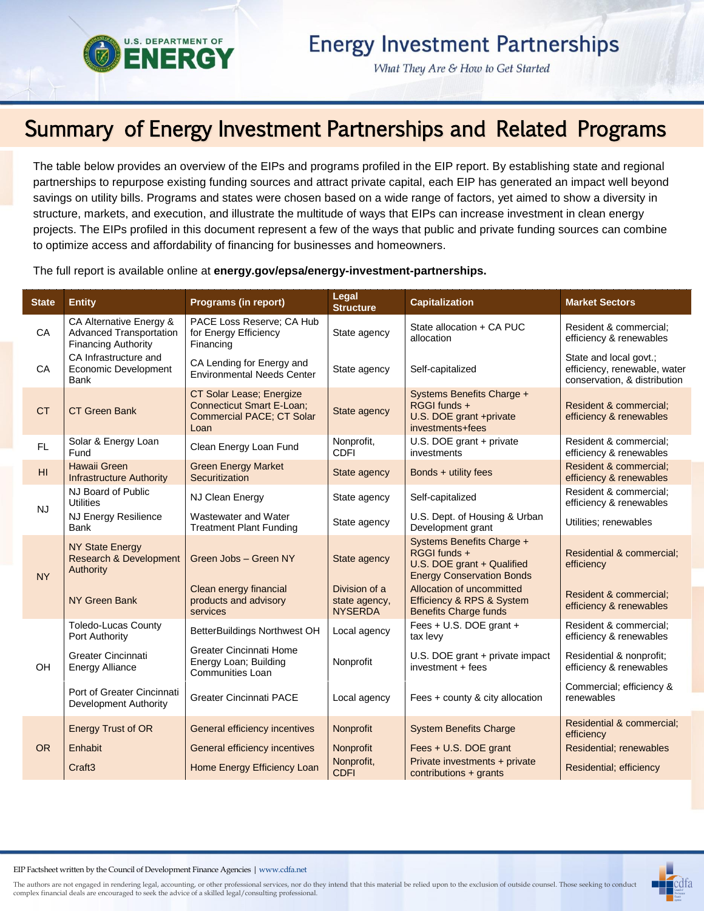# Energy Investment Partnerships

*What They Are & How to Get Started*

## Summary of Energy Investment Partnerships and Related Programs

The table below provides an overview of the EIPs and programs profiled in the EIP report. By establishing state and regional partnerships to repurpose existing funding sources and attract private capital, each EIP has generated an impact well beyond savings on utility bills. Programs and states were chosen based on a wide range of factors, yet aimed to show a diversity in structure, markets, and execution, and illustrate the multitude of ways that EIPs can increase investment in clean energy projects. The EIPs profiled in this document represent a few of the ways that public and private funding sources can combine to optimize access and affordability of financing for businesses and homeowners.

The full report is available online at **energy.gov/epsa/energy-investment-partnerships.**

| State | Entity | Programs (in report) | Legal Structure | Capitalization | Market Sectors |
|---|---|---|---|---|---|
| CA | CA Alternative Energy & Advanced Transportation Financing Authority | PACE Loss Reserve; CA Hub for Energy Efficiency Financing | State agency | State allocation + CA PUC allocation | Resident & commercial; efficiency & renewables |
| CA | CA Infrastructure and Economic Development Bank | CA Lending for Energy and Environmental Needs Center | State agency | Self-capitalized | State and local govt.; efficiency, renewable, water conservation, & distribution |
| CT | CT Green Bank | CT Solar Lease; Energize Connecticut Smart E-Loan; Commercial PACE; CT Solar Loan | State agency | Systems Benefits Charge + RGGI funds + U.S. DOE grant +private investments+fees | Resident & commercial; efficiency & renewables |
| FL | Solar & Energy Loan Fund | Clean Energy Loan Fund | Nonprofit, CDFI | U.S. DOE grant + private investments | Resident & commercial; efficiency & renewables |
| HI | Hawaii Green Infrastructure Authority | Green Energy Market Securitization | State agency | Bonds + utility fees | Resident & commercial; efficiency & renewables |
| NJ | NJ Board of Public Utilities | NJ Clean Energy | State agency | Self-capitalized | Resident & commercial; efficiency & renewables |
| | NJ Energy Resilience Bank | Wastewater and Water Treatment Plant Funding | State agency | U.S. Dept. of Housing & Urban Development grant | Utilities; renewables |
| NY | NY State Energy Research & Development Authority | Green Jobs – Green NY | State agency | Systems Benefits Charge + RGGI funds + U.S. DOE grant + Qualified Energy Conservation Bonds | Residential & commercial; efficiency |
| | NY Green Bank | Clean energy financial products and advisory services | Division of a state agency, NYSERDA | Allocation of uncommitted Efficiency & RPS & System Benefits Charge funds | Resident & commercial; efficiency & renewables |
| OH | Toledo-Lucas County Port Authority | BetterBuildings Northwest OH | Local agency | Fees + U.S. DOE grant + tax levy | Resident & commercial; efficiency & renewables |
| | Greater Cincinnati Energy Alliance | Greater Cincinnati Home Energy Loan; Building Communities Loan | Nonprofit | U.S. DOE grant + private impact investment + fees | Residential & nonprofit; efficiency & renewables |
| | Port of Greater Cincinnati Development Authority | Greater Cincinnati PACE | Local agency | Fees + county & city allocation | Commercial; efficiency & renewables |
| OR | Energy Trust of OR | General efficiency incentives | Nonprofit | System Benefits Charge | Residential & commercial; efficiency |
| | Enhabit | General efficiency incentives | Nonprofit | Fees + U.S. DOE grant | Residential; renewables |
| | Craft3 | Home Energy Efficiency Loan | Nonprofit, CDFI | Private investments + private contributions + grants | Residential; efficiency |

EIP Factsheet written by the Council of Development Finance Agencies | www.cdfa.net

The authors are not engaged in rendering legal, accounting, or other professional services, nor do they intend that this material be relied upon to the exclusion of outside counsel. Those seeking to conduct complex financial deals are encouraged to seek the advice of a skilled legal/consulting professional.